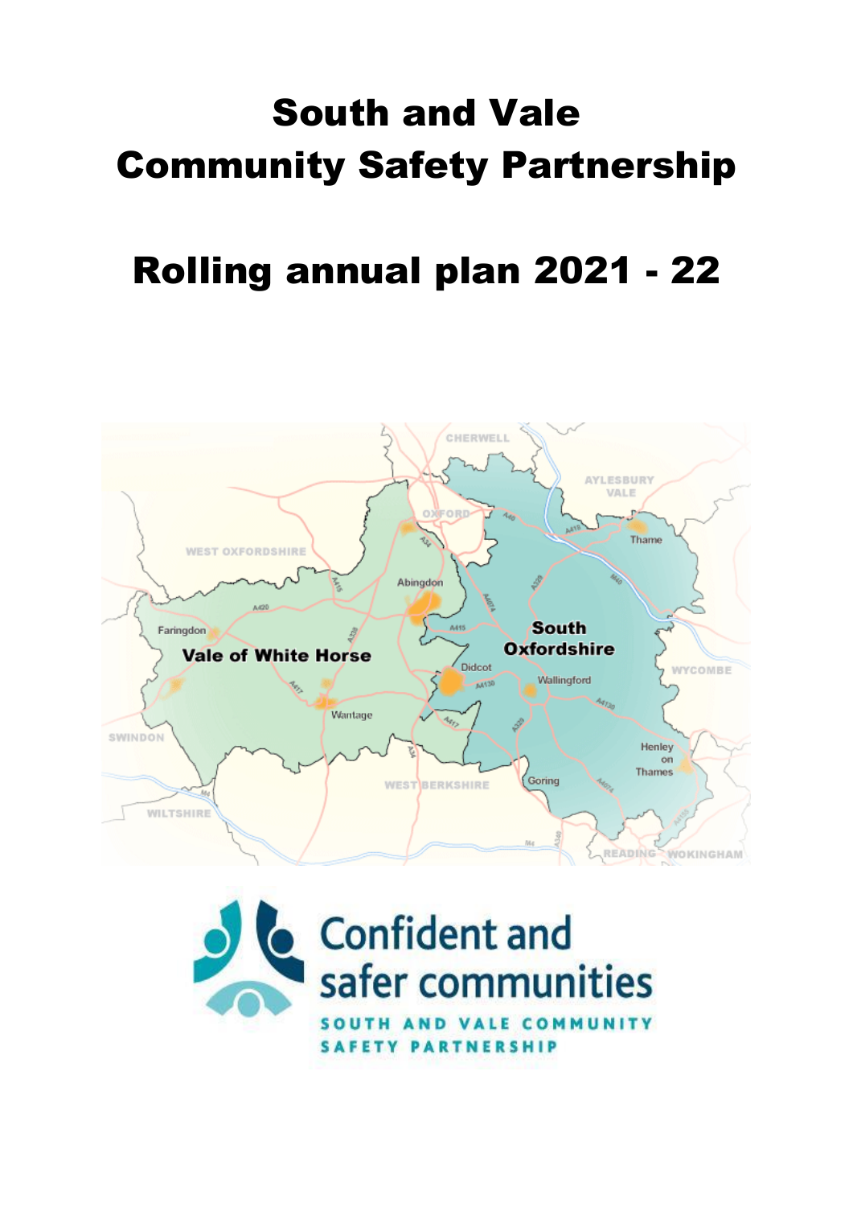# South and Vale Community Safety Partnership

# Rolling annual plan 2021 - 22

Confident and safer communities

SOUTH AND VALE COMMUNITY SAFETY PARTNERSHIP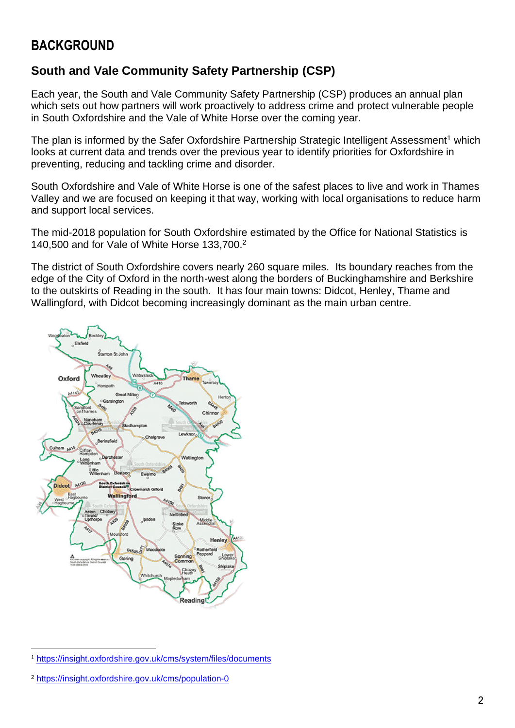# BACKGROUND

## South and Vale Community Safety Partnership (CSP)

Each year, the South and Vale Community Safety Partnership (CSP) produces an annual plan which sets out how partners will work proactively to address crime and protect vulnerable people in South Oxfordshire and the Vale of White Horse over the coming year.

The plan is informed by the Safer Oxfordshire Partnership Strategic Intelligent Assessment[1] which looks at current data and trends over the previous year to identify priorities for Oxfordshire in preventing, reducing and tackling crime and disorder.

South Oxfordshire and Vale of White Horse is one of the safest places to live and work in Thames Valley and we are focused on keeping it that way, working with local organisations to reduce harm and support local services.

The mid-2018 population for South Oxfordshire estimated by the Office for National Statistics is 140,500 and for Vale of White Horse 133,700.[2]

The district of South Oxfordshire covers nearly 260 square miles. Its boundary reaches from the edge of the City of Oxford in the north-west along the borders of Buckinghamshire and Berkshire to the outskirts of Reading in the south. It has four main towns: Didcot, Henley, Thame and Wallingford, with Didcot becoming increasingly dominant as the main urban centre.

---

[1] https://insight.oxfordshire.gov.uk/cms/system/files/documents

[2] https://insight.oxfordshire.gov.uk/cms/population-0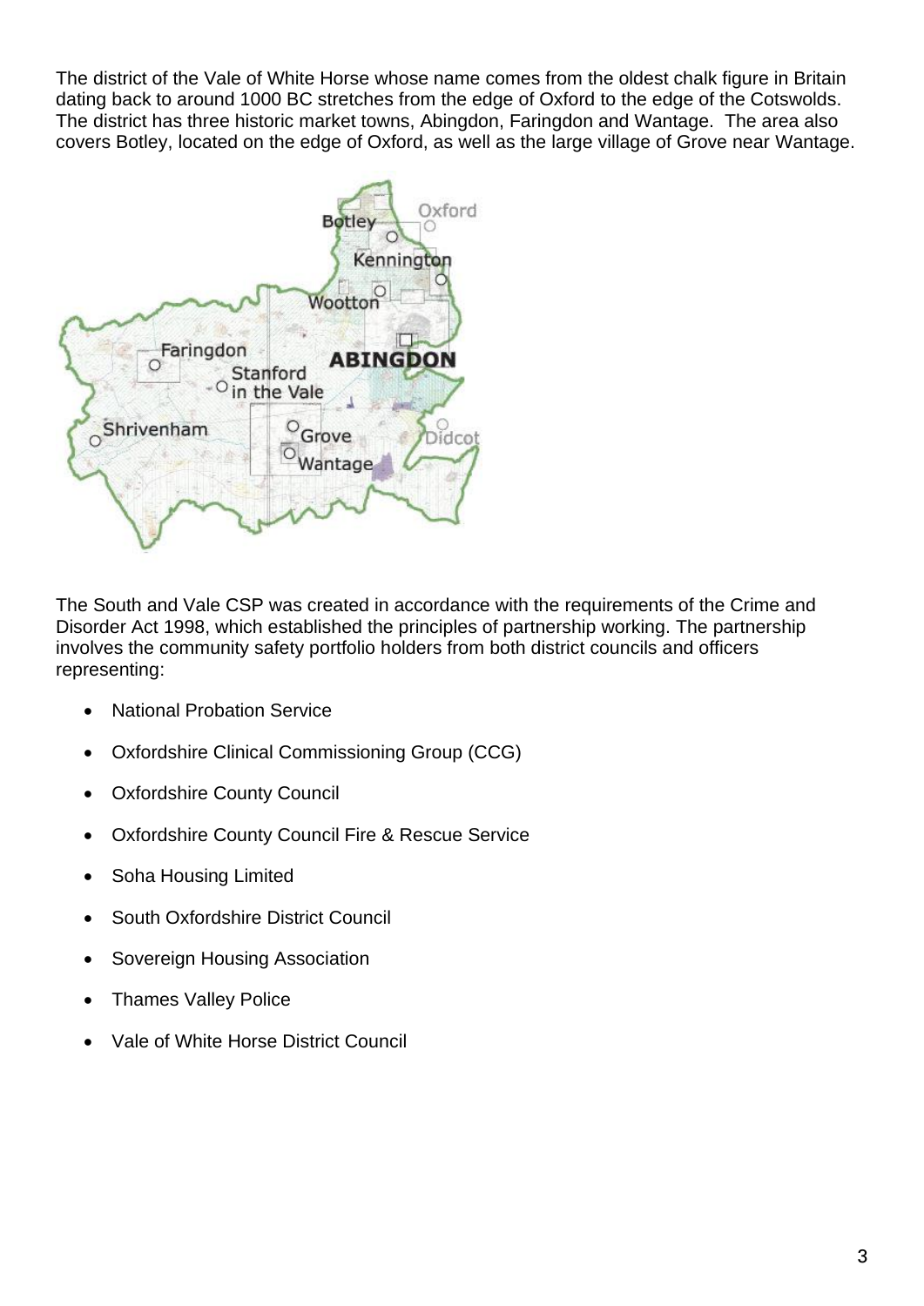The district of the Vale of White Horse whose name comes from the oldest chalk figure in Britain dating back to around 1000 BC stretches from the edge of Oxford to the edge of the Cotswolds. The district has three historic market towns, Abingdon, Faringdon and Wantage. The area also covers Botley, located on the edge of Oxford, as well as the large village of Grove near Wantage.

The South and Vale CSP was created in accordance with the requirements of the Crime and Disorder Act 1998, which established the principles of partnership working. The partnership involves the community safety portfolio holders from both district councils and officers representing:

- National Probation Service
- Oxfordshire Clinical Commissioning Group (CCG)
- Oxfordshire County Council
- Oxfordshire County Council Fire & Rescue Service
- Soha Housing Limited
- South Oxfordshire District Council
- Sovereign Housing Association
- Thames Valley Police
- Vale of White Horse District Council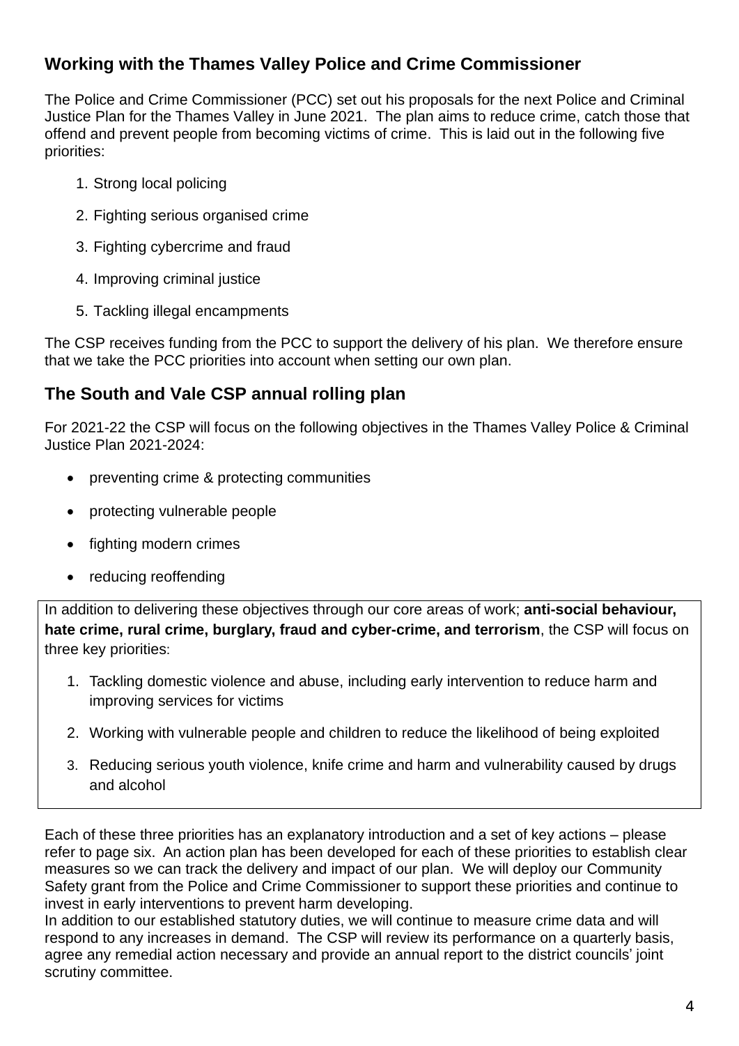## Working with the Thames Valley Police and Crime Commissioner

The Police and Crime Commissioner (PCC) set out his proposals for the next Police and Criminal Justice Plan for the Thames Valley in June 2021. The plan aims to reduce crime, catch those that offend and prevent people from becoming victims of crime. This is laid out in the following five priorities:

1. Strong local policing
2. Fighting serious organised crime
3. Fighting cybercrime and fraud
4. Improving criminal justice
5. Tackling illegal encampments

The CSP receives funding from the PCC to support the delivery of his plan. We therefore ensure that we take the PCC priorities into account when setting our own plan.

## The South and Vale CSP annual rolling plan

For 2021-22 the CSP will focus on the following objectives in the Thames Valley Police & Criminal Justice Plan 2021-2024:

- preventing crime & protecting communities
- protecting vulnerable people
- fighting modern crimes
- reducing reoffending

In addition to delivering these objectives through our core areas of work; **anti-social behaviour, hate crime, rural crime, burglary, fraud and cyber-crime, and terrorism**, the CSP will focus on three key priorities:

1. Tackling domestic violence and abuse, including early intervention to reduce harm and improving services for victims
2. Working with vulnerable people and children to reduce the likelihood of being exploited
3. Reducing serious youth violence, knife crime and harm and vulnerability caused by drugs and alcohol

Each of these three priorities has an explanatory introduction and a set of key actions – please refer to page six. An action plan has been developed for each of these priorities to establish clear measures so we can track the delivery and impact of our plan. We will deploy our Community Safety grant from the Police and Crime Commissioner to support these priorities and continue to invest in early interventions to prevent harm developing.

In addition to our established statutory duties, we will continue to measure crime data and will respond to any increases in demand. The CSP will review its performance on a quarterly basis, agree any remedial action necessary and provide an annual report to the district councils' joint scrutiny committee.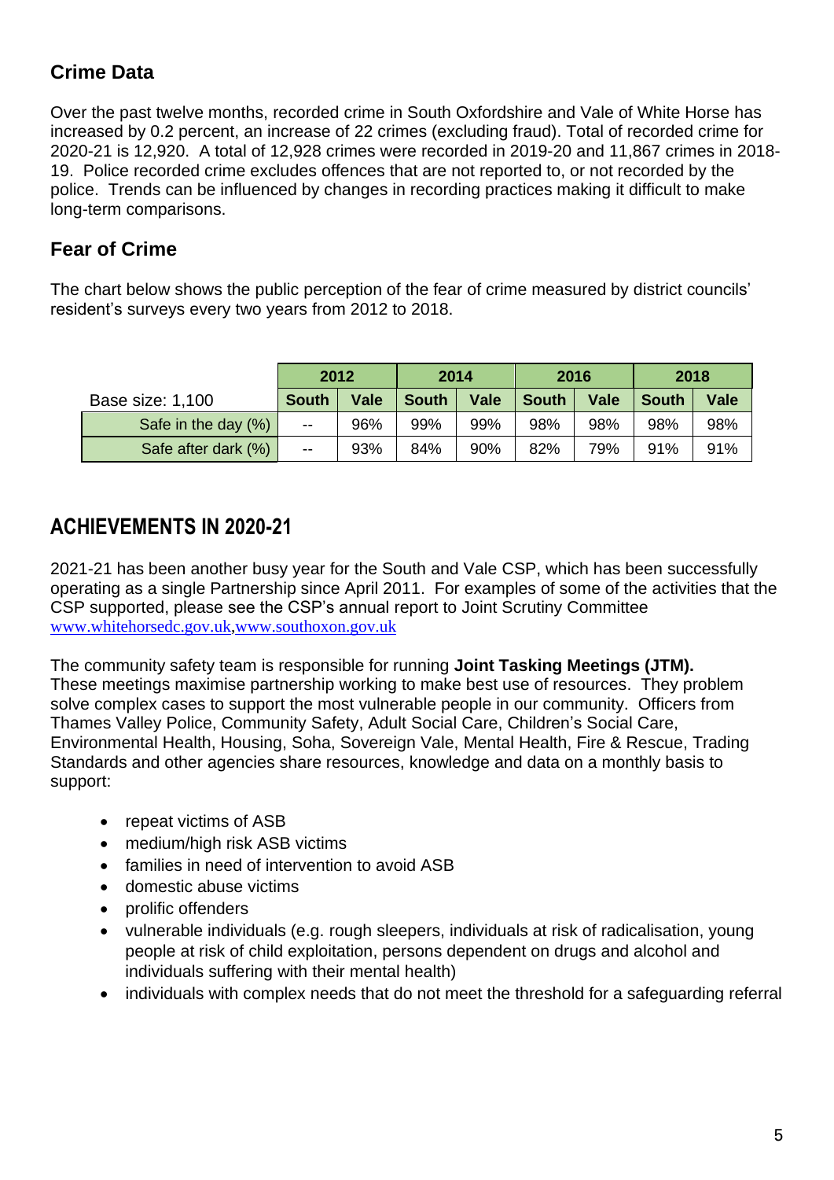## Crime Data

Over the past twelve months, recorded crime in South Oxfordshire and Vale of White Horse has increased by 0.2 percent, an increase of 22 crimes (excluding fraud). Total of recorded crime for 2020-21 is 12,920. A total of 12,928 crimes were recorded in 2019-20 and 11,867 crimes in 2018-19. Police recorded crime excludes offences that are not reported to, or not recorded by the police. Trends can be influenced by changes in recording practices making it difficult to make long-term comparisons.

## Fear of Crime

The chart below shows the public perception of the fear of crime measured by district councils' resident's surveys every two years from 2012 to 2018.

| | 2012 | | 2014 | | 2016 | | 2018 | |
|---|---|---|---|---|---|---|---|---|
| Base size: 1,100 | South | Vale | South | Vale | South | Vale | South | Vale |
| Safe in the day (%) | -- | 96% | 99% | 99% | 98% | 98% | 98% | 98% |
| Safe after dark (%) | -- | 93% | 84% | 90% | 82% | 79% | 91% | 91% |

# ACHIEVEMENTS IN 2020-21

2021-21 has been another busy year for the South and Vale CSP, which has been successfully operating as a single Partnership since April 2011. For examples of some of the activities that the CSP supported, please see the CSP's annual report to Joint Scrutiny Committee www.whitehorsedc.gov.uk,www.southoxon.gov.uk

The community safety team is responsible for running **Joint Tasking Meetings (JTM).** These meetings maximise partnership working to make best use of resources. They problem solve complex cases to support the most vulnerable people in our community. Officers from Thames Valley Police, Community Safety, Adult Social Care, Children's Social Care, Environmental Health, Housing, Soha, Sovereign Vale, Mental Health, Fire & Rescue, Trading Standards and other agencies share resources, knowledge and data on a monthly basis to support:

- repeat victims of ASB
- medium/high risk ASB victims
- families in need of intervention to avoid ASB
- domestic abuse victims
- prolific offenders
- vulnerable individuals (e.g. rough sleepers, individuals at risk of radicalisation, young people at risk of child exploitation, persons dependent on drugs and alcohol and individuals suffering with their mental health)
- individuals with complex needs that do not meet the threshold for a safeguarding referral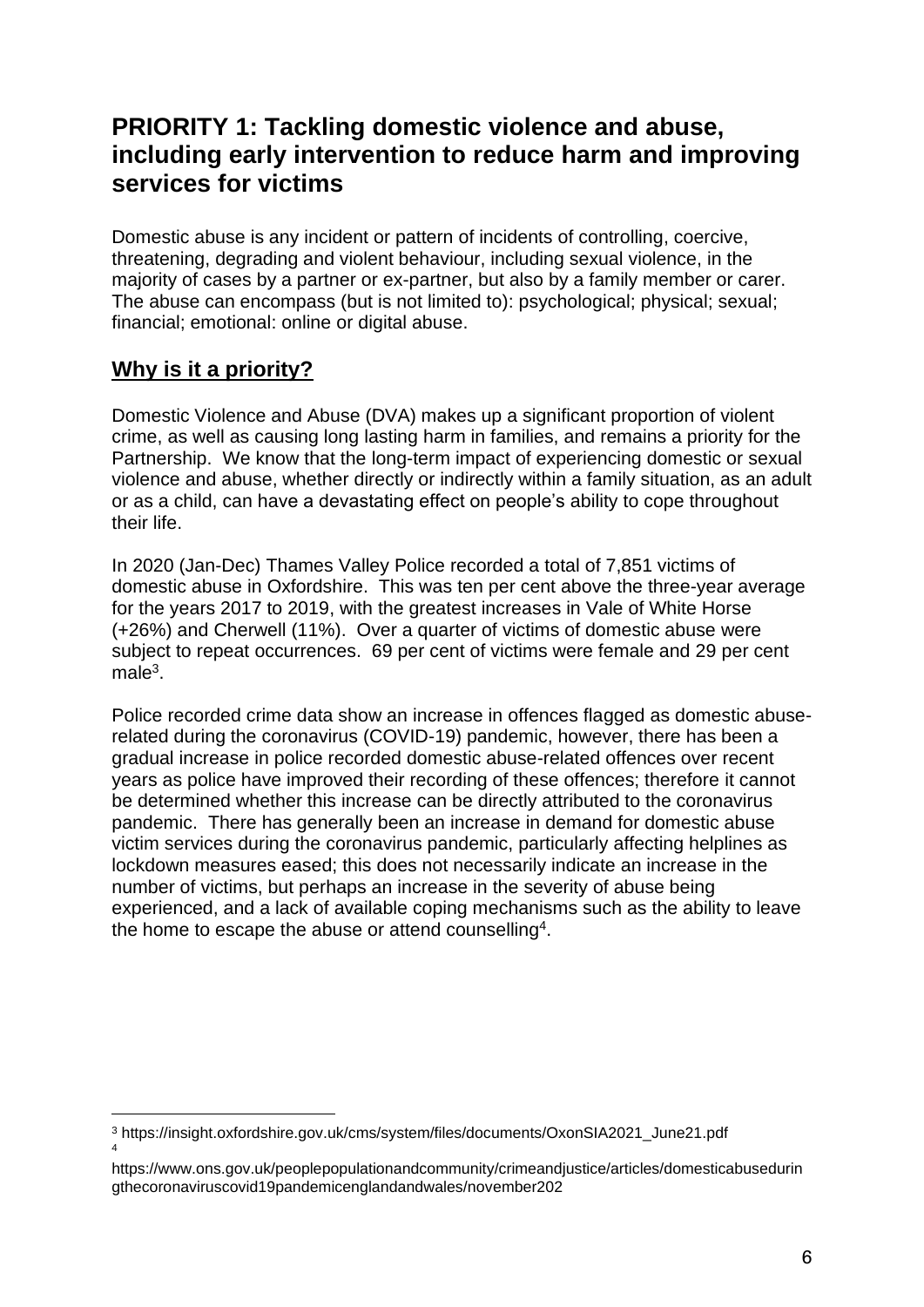## PRIORITY 1: Tackling domestic violence and abuse, including early intervention to reduce harm and improving services for victims

Domestic abuse is any incident or pattern of incidents of controlling, coercive, threatening, degrading and violent behaviour, including sexual violence, in the majority of cases by a partner or ex-partner, but also by a family member or carer. The abuse can encompass (but is not limited to): psychological; physical; sexual; financial; emotional: online or digital abuse.

### Why is it a priority?

Domestic Violence and Abuse (DVA) makes up a significant proportion of violent crime, as well as causing long lasting harm in families, and remains a priority for the Partnership. We know that the long-term impact of experiencing domestic or sexual violence and abuse, whether directly or indirectly within a family situation, as an adult or as a child, can have a devastating effect on people's ability to cope throughout their life.

In 2020 (Jan-Dec) Thames Valley Police recorded a total of 7,851 victims of domestic abuse in Oxfordshire. This was ten per cent above the three-year average for the years 2017 to 2019, with the greatest increases in Vale of White Horse (+26%) and Cherwell (11%). Over a quarter of victims of domestic abuse were subject to repeat occurrences. 69 per cent of victims were female and 29 per cent male[3].

Police recorded crime data show an increase in offences flagged as domestic abuse-related during the coronavirus (COVID-19) pandemic, however, there has been a gradual increase in police recorded domestic abuse-related offences over recent years as police have improved their recording of these offences; therefore it cannot be determined whether this increase can be directly attributed to the coronavirus pandemic. There has generally been an increase in demand for domestic abuse victim services during the coronavirus pandemic, particularly affecting helplines as lockdown measures eased; this does not necessarily indicate an increase in the number of victims, but perhaps an increase in the severity of abuse being experienced, and a lack of available coping mechanisms such as the ability to leave the home to escape the abuse or attend counselling[4].

---

[3] https://insight.oxfordshire.gov.uk/cms/system/files/documents/OxonSIA2021_June21.pdf

[4] https://www.ons.gov.uk/peoplepopulationandcommunity/crimeandjustice/articles/domesticabuseduringthecoronaviruscovid19pandemicenglandandwales/november202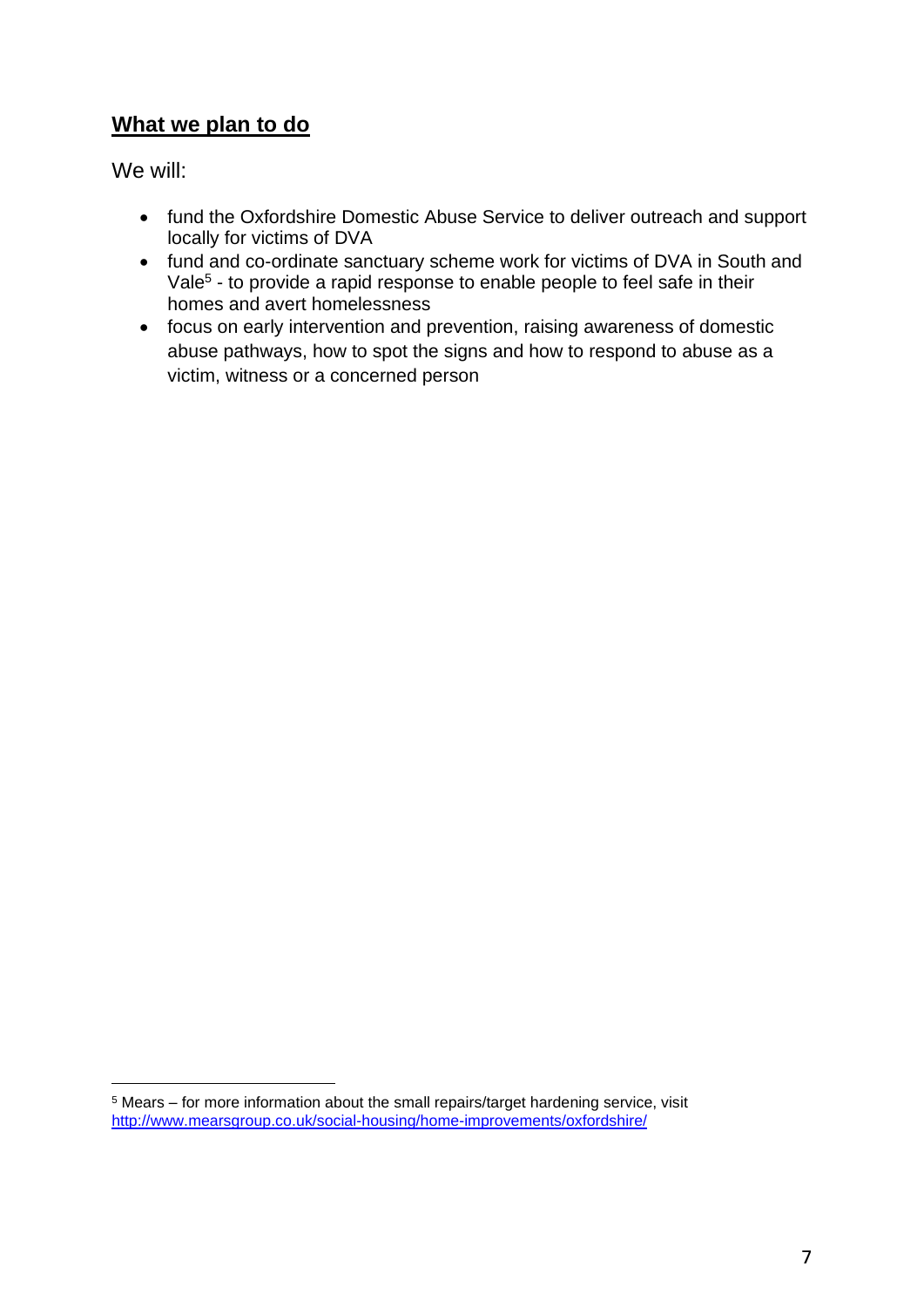## **What we plan to do**

We will:

- fund the Oxfordshire Domestic Abuse Service to deliver outreach and support locally for victims of DVA
- fund and co-ordinate sanctuary scheme work for victims of DVA in South and Vale[5] - to provide a rapid response to enable people to feel safe in their homes and avert homelessness
- focus on early intervention and prevention, raising awareness of domestic abuse pathways, how to spot the signs and how to respond to abuse as a victim, witness or a concerned person

[5] Mears – for more information about the small repairs/target hardening service, visit http://www.mearsgroup.co.uk/social-housing/home-improvements/oxfordshire/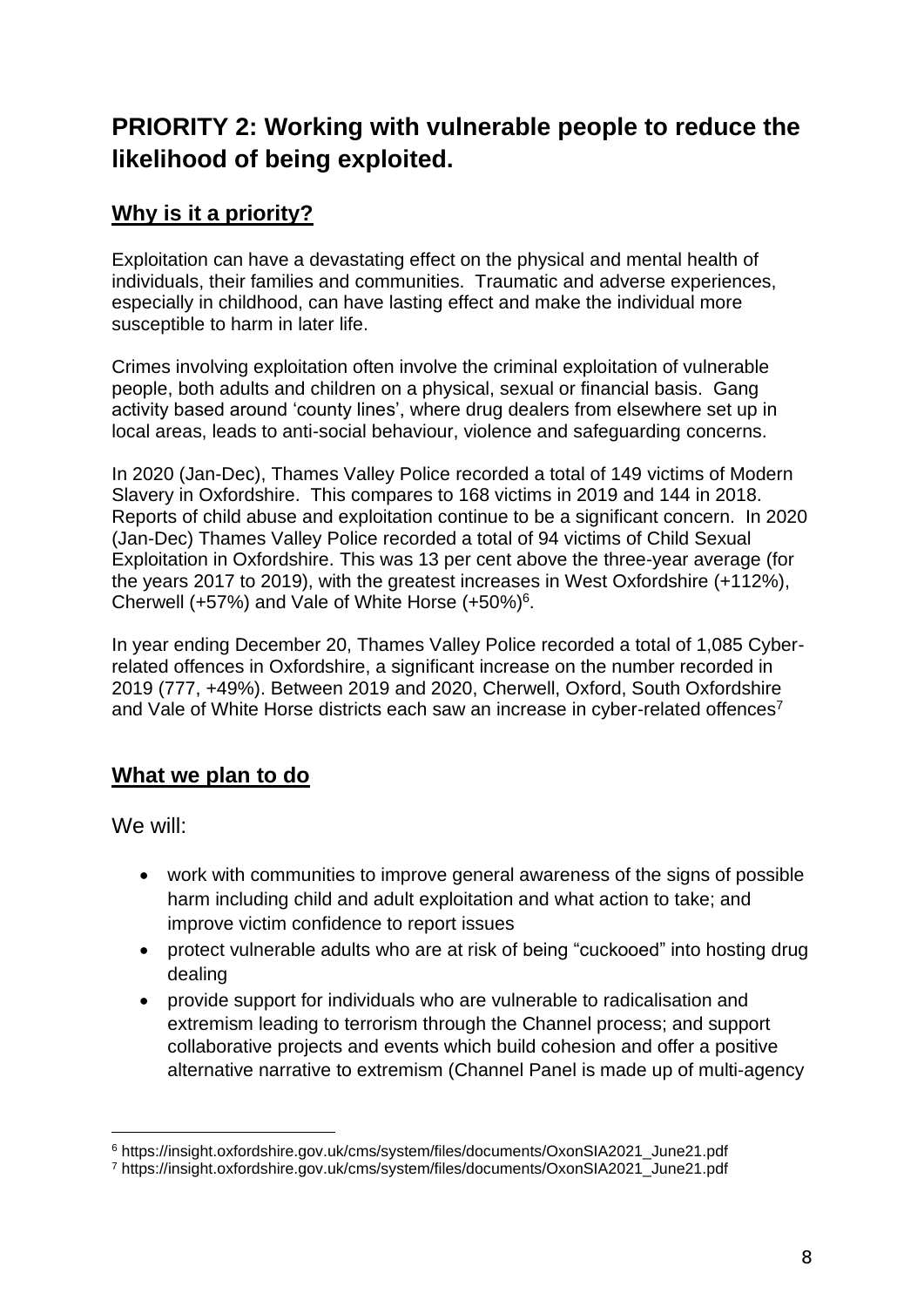## PRIORITY 2: Working with vulnerable people to reduce the likelihood of being exploited.

### Why is it a priority?

Exploitation can have a devastating effect on the physical and mental health of individuals, their families and communities. Traumatic and adverse experiences, especially in childhood, can have lasting effect and make the individual more susceptible to harm in later life.

Crimes involving exploitation often involve the criminal exploitation of vulnerable people, both adults and children on a physical, sexual or financial basis. Gang activity based around 'county lines', where drug dealers from elsewhere set up in local areas, leads to anti-social behaviour, violence and safeguarding concerns.

In 2020 (Jan-Dec), Thames Valley Police recorded a total of 149 victims of Modern Slavery in Oxfordshire. This compares to 168 victims in 2019 and 144 in 2018. Reports of child abuse and exploitation continue to be a significant concern. In 2020 (Jan-Dec) Thames Valley Police recorded a total of 94 victims of Child Sexual Exploitation in Oxfordshire. This was 13 per cent above the three-year average (for the years 2017 to 2019), with the greatest increases in West Oxfordshire (+112%), Cherwell (+57%) and Vale of White Horse (+50%)[6].

In year ending December 20, Thames Valley Police recorded a total of 1,085 Cyber-related offences in Oxfordshire, a significant increase on the number recorded in 2019 (777, +49%). Between 2019 and 2020, Cherwell, Oxford, South Oxfordshire and Vale of White Horse districts each saw an increase in cyber-related offences[7]

### What we plan to do

We will:

- work with communities to improve general awareness of the signs of possible harm including child and adult exploitation and what action to take; and improve victim confidence to report issues
- protect vulnerable adults who are at risk of being "cuckooed" into hosting drug dealing
- provide support for individuals who are vulnerable to radicalisation and extremism leading to terrorism through the Channel process; and support collaborative projects and events which build cohesion and offer a positive alternative narrative to extremism (Channel Panel is made up of multi-agency

---

[6] https://insight.oxfordshire.gov.uk/cms/system/files/documents/OxonSIA2021_June21.pdf

[7] https://insight.oxfordshire.gov.uk/cms/system/files/documents/OxonSIA2021_June21.pdf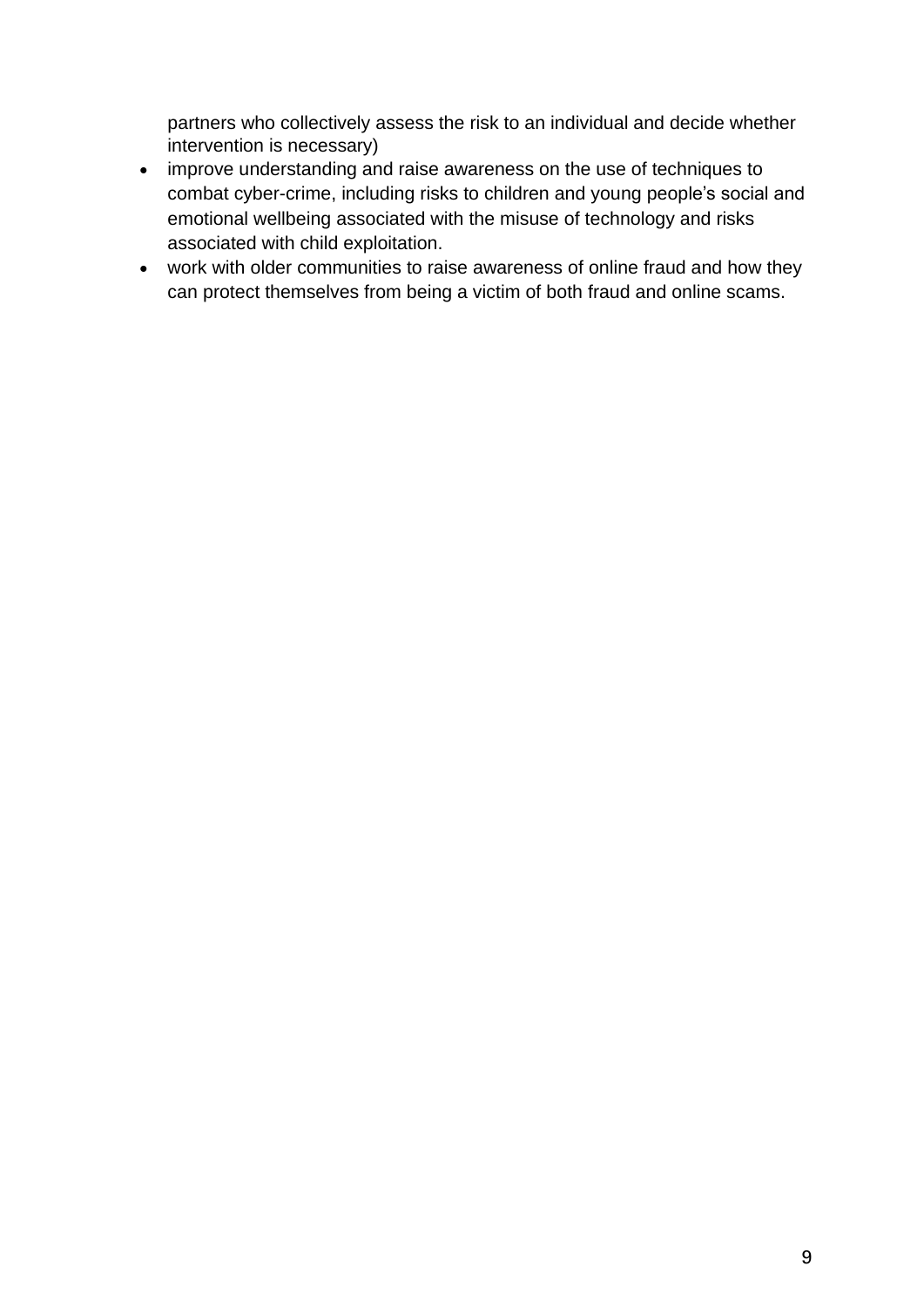partners who collectively assess the risk to an individual and decide whether intervention is necessary)

- improve understanding and raise awareness on the use of techniques to combat cyber-crime, including risks to children and young people's social and emotional wellbeing associated with the misuse of technology and risks associated with child exploitation.
- work with older communities to raise awareness of online fraud and how they can protect themselves from being a victim of both fraud and online scams.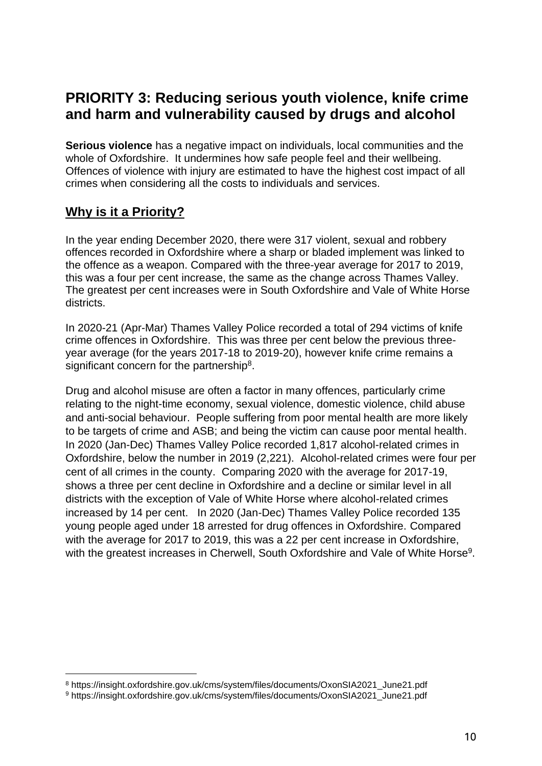## PRIORITY 3: Reducing serious youth violence, knife crime and harm and vulnerability caused by drugs and alcohol

**Serious violence** has a negative impact on individuals, local communities and the whole of Oxfordshire. It undermines how safe people feel and their wellbeing. Offences of violence with injury are estimated to have the highest cost impact of all crimes when considering all the costs to individuals and services.

### Why is it a Priority?

In the year ending December 2020, there were 317 violent, sexual and robbery offences recorded in Oxfordshire where a sharp or bladed implement was linked to the offence as a weapon. Compared with the three-year average for 2017 to 2019, this was a four per cent increase, the same as the change across Thames Valley. The greatest per cent increases were in South Oxfordshire and Vale of White Horse districts.

In 2020-21 (Apr-Mar) Thames Valley Police recorded a total of 294 victims of knife crime offences in Oxfordshire. This was three per cent below the previous three-year average (for the years 2017-18 to 2019-20), however knife crime remains a significant concern for the partnership[8].

Drug and alcohol misuse are often a factor in many offences, particularly crime relating to the night-time economy, sexual violence, domestic violence, child abuse and anti-social behaviour. People suffering from poor mental health are more likely to be targets of crime and ASB; and being the victim can cause poor mental health. In 2020 (Jan-Dec) Thames Valley Police recorded 1,817 alcohol-related crimes in Oxfordshire, below the number in 2019 (2,221). Alcohol-related crimes were four per cent of all crimes in the county. Comparing 2020 with the average for 2017-19, shows a three per cent decline in Oxfordshire and a decline or similar level in all districts with the exception of Vale of White Horse where alcohol-related crimes increased by 14 per cent. In 2020 (Jan-Dec) Thames Valley Police recorded 135 young people aged under 18 arrested for drug offences in Oxfordshire. Compared with the average for 2017 to 2019, this was a 22 per cent increase in Oxfordshire, with the greatest increases in Cherwell, South Oxfordshire and Vale of White Horse[9].

---

[8] https://insight.oxfordshire.gov.uk/cms/system/files/documents/OxonSIA2021_June21.pdf

[9] https://insight.oxfordshire.gov.uk/cms/system/files/documents/OxonSIA2021_June21.pdf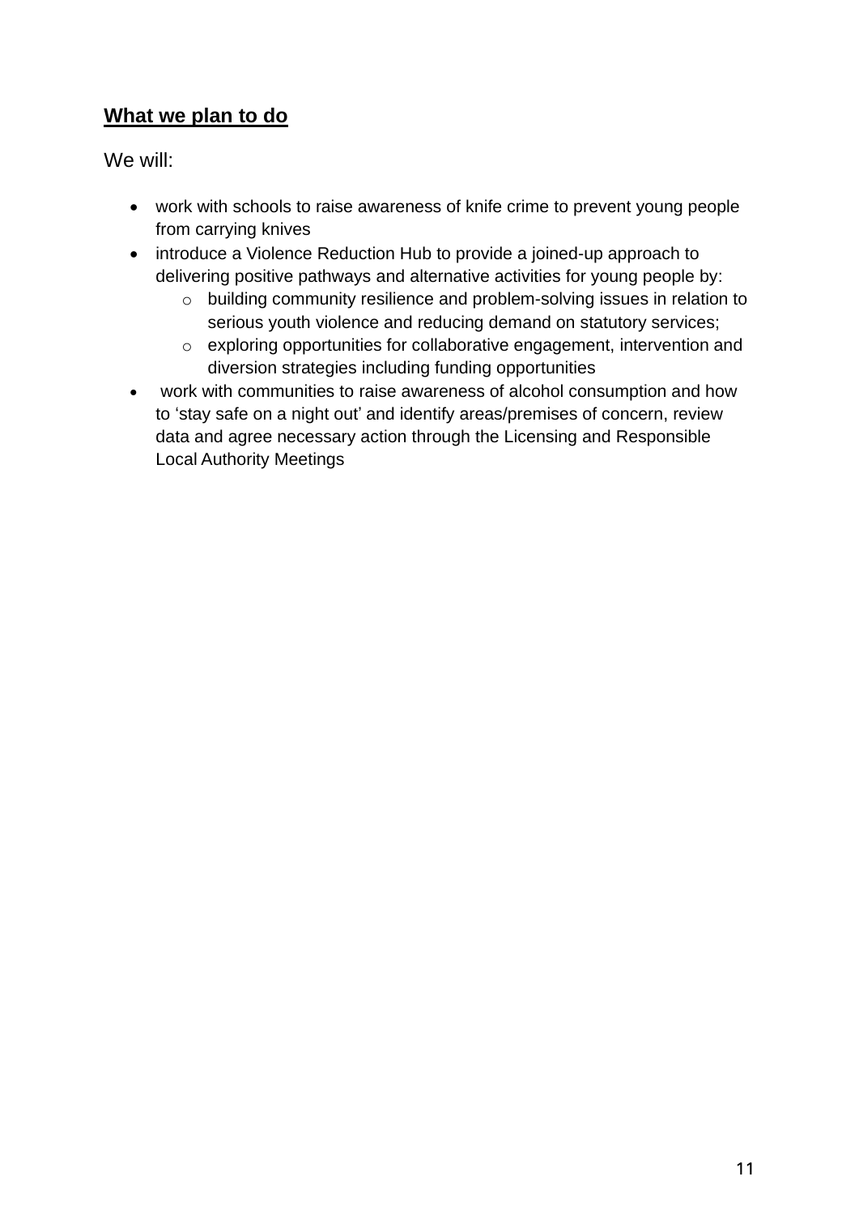## **<u>What we plan to do</u>**

We will:

- work with schools to raise awareness of knife crime to prevent young people from carrying knives
- introduce a Violence Reduction Hub to provide a joined-up approach to delivering positive pathways and alternative activities for young people by:
  - building community resilience and problem-solving issues in relation to serious youth violence and reducing demand on statutory services;
  - exploring opportunities for collaborative engagement, intervention and diversion strategies including funding opportunities
- work with communities to raise awareness of alcohol consumption and how to 'stay safe on a night out' and identify areas/premises of concern, review data and agree necessary action through the Licensing and Responsible Local Authority Meetings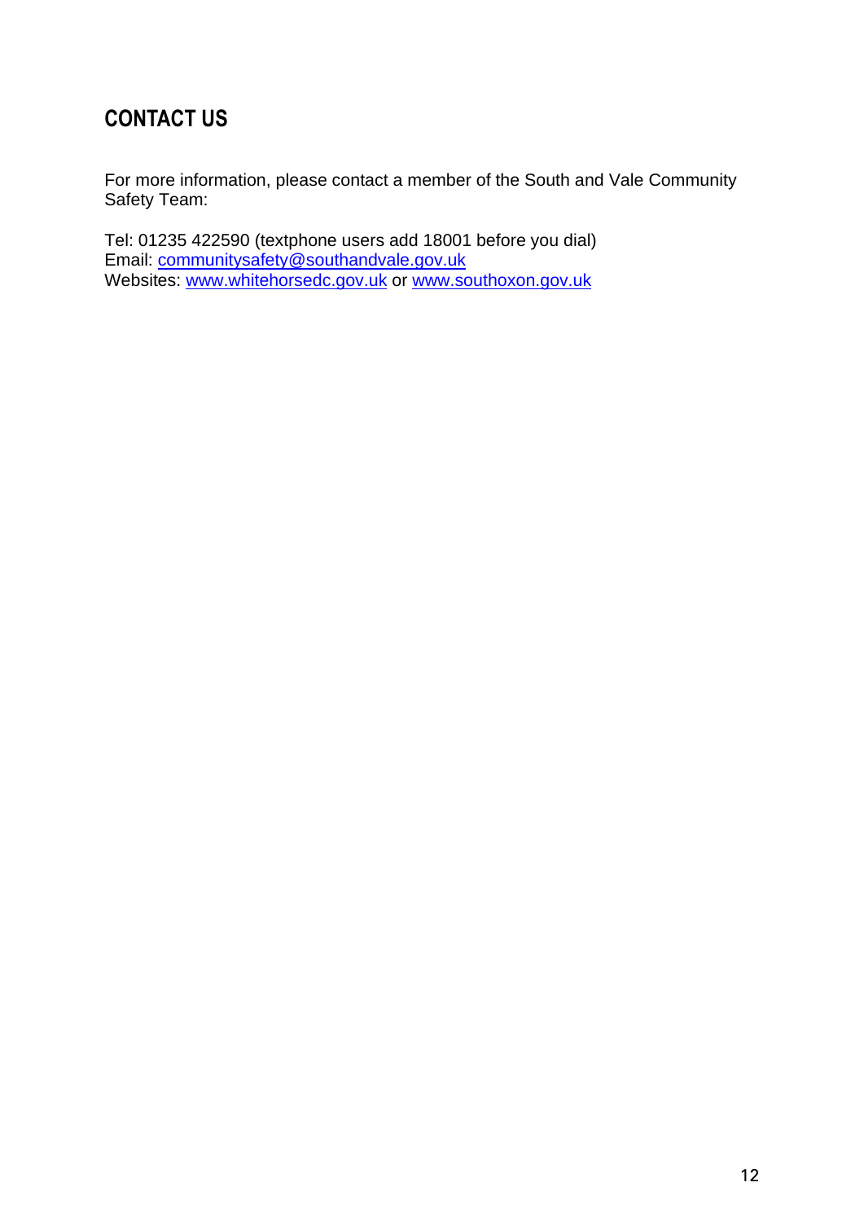## CONTACT US

For more information, please contact a member of the South and Vale Community Safety Team:

Tel: 01235 422590 (textphone users add 18001 before you dial)
Email: communitysafety@southandvale.gov.uk
Websites: www.whitehorsedc.gov.uk or www.southoxon.gov.uk